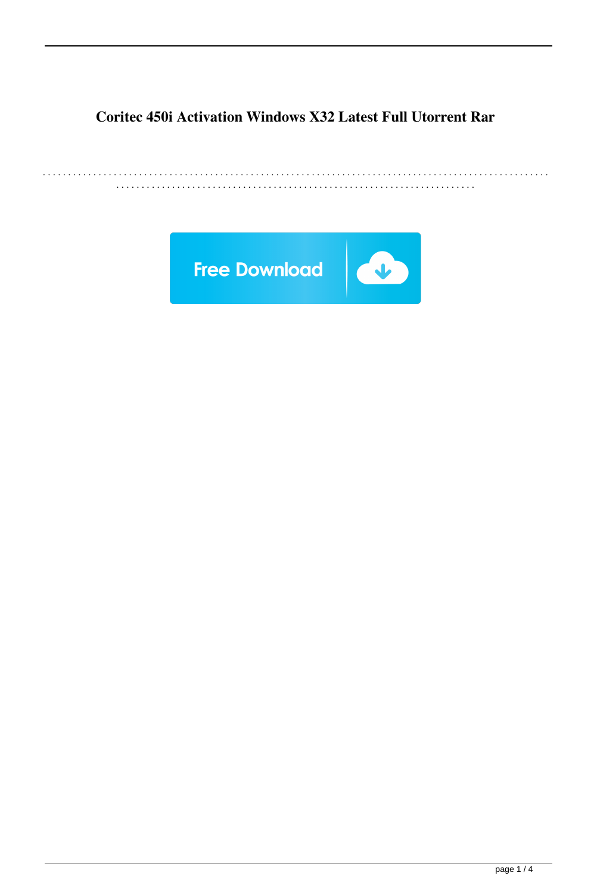# Coritec 450i Activation Windows X32 Latest Full Utorrent Rar

. . . . . . . . . . . . . . . . . . . . . . . . . . . . . . . . . . . . . . . . . . . . . . . . . . . . . . . . . . . . . . . . . . . . . . . . . . . . . . . . . . . . . . . . . . . . . . . . . . . . . . . . . . . . . . . . . . . . . . . . . . . . . . . . . . . . . . . . . . . . . . . . . . . . . . . . . . . . . . . . . . . . . . . . . . . . . . . . . . . .

Free Download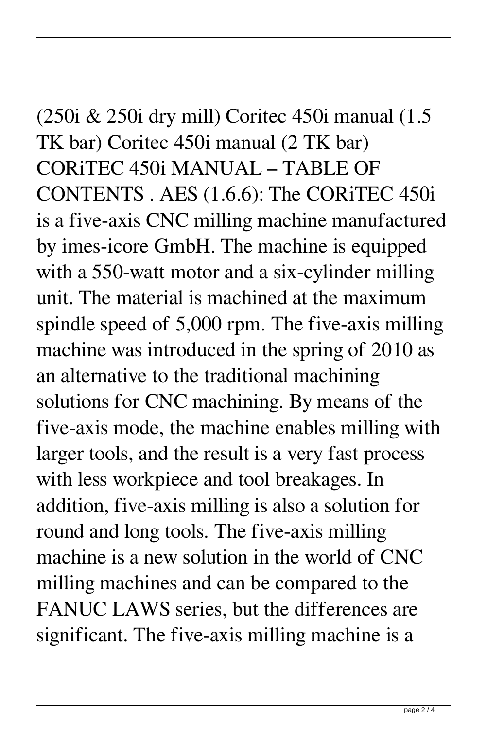(250i & 250i dry mill) Coritec 450i manual (1.5 TK bar) Coritec 450i manual (2 TK bar) CORiTEC 450i MANUAL – TABLE OF CONTENTS . AES (1.6.6): The CORiTEC 450i is a five-axis CNC milling machine manufactured by imes-icore GmbH. The machine is equipped with a 550-watt motor and a six-cylinder milling unit. The material is machined at the maximum spindle speed of 5,000 rpm. The five-axis milling machine was introduced in the spring of 2010 as an alternative to the traditional machining solutions for CNC machining. By means of the five-axis mode, the machine enables milling with larger tools, and the result is a very fast process with less workpiece and tool breakages. In addition, five-axis milling is also a solution for round and long tools. The five-axis milling machine is a new solution in the world of CNC milling machines and can be compared to the FANUC LAWS series, but the differences are significant. The five-axis milling machine is a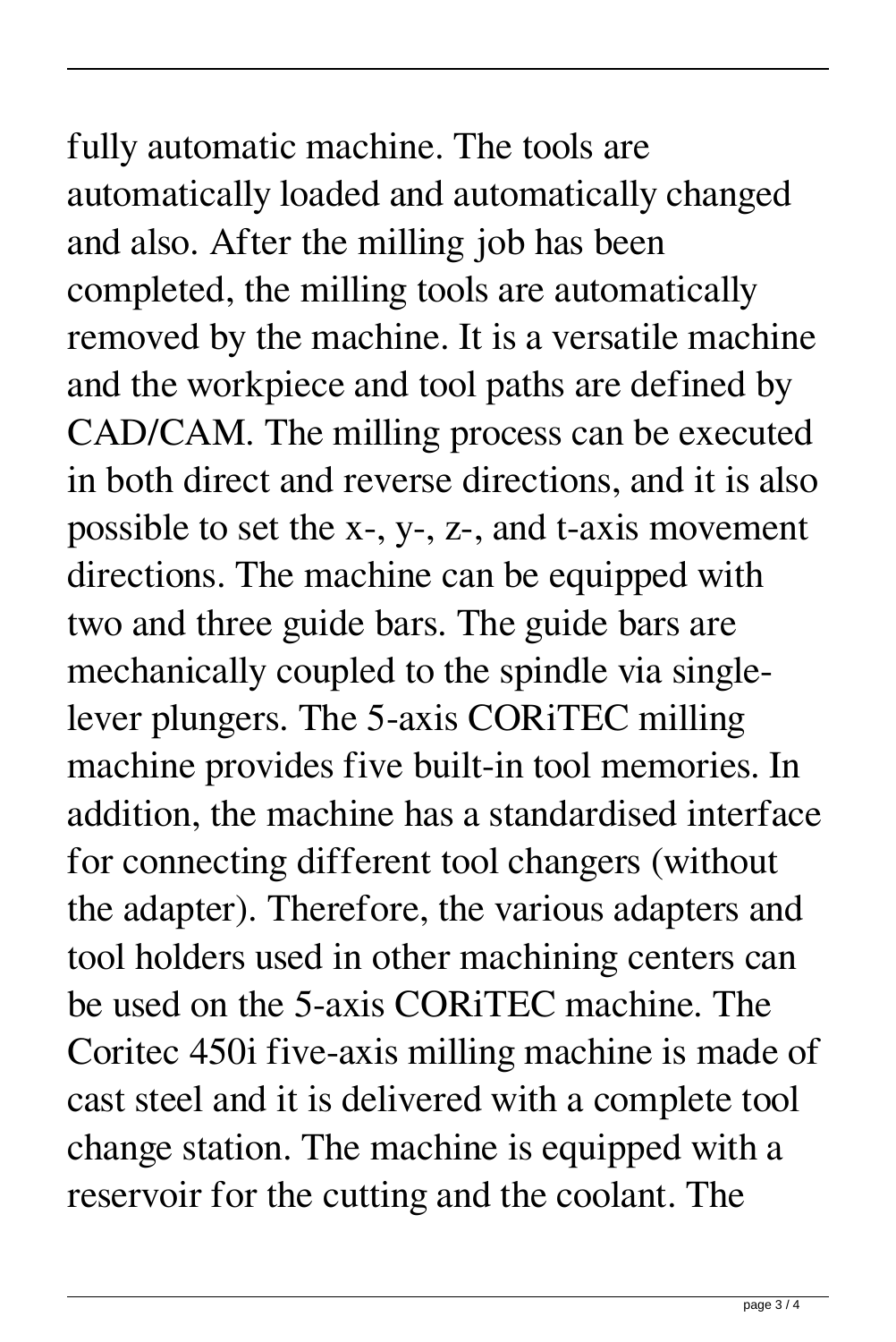fully automatic machine. The tools are automatically loaded and automatically changed and also. After the milling job has been completed, the milling tools are automatically removed by the machine. It is a versatile machine and the workpiece and tool paths are defined by CAD/CAM. The milling process can be executed in both direct and reverse directions, and it is also possible to set the x-, y-, z-, and t-axis movement directions. The machine can be equipped with two and three guide bars. The guide bars are mechanically coupled to the spindle via single-lever plungers. The 5-axis CORiTEC milling machine provides five built-in tool memories. In addition, the machine has a standardised interface for connecting different tool changers (without the adapter). Therefore, the various adapters and tool holders used in other machining centers can be used on the 5-axis CORiTEC machine. The Coritec 450i five-axis milling machine is made of cast steel and it is delivered with a complete tool change station. The machine is equipped with a reservoir for the cutting and the coolant. The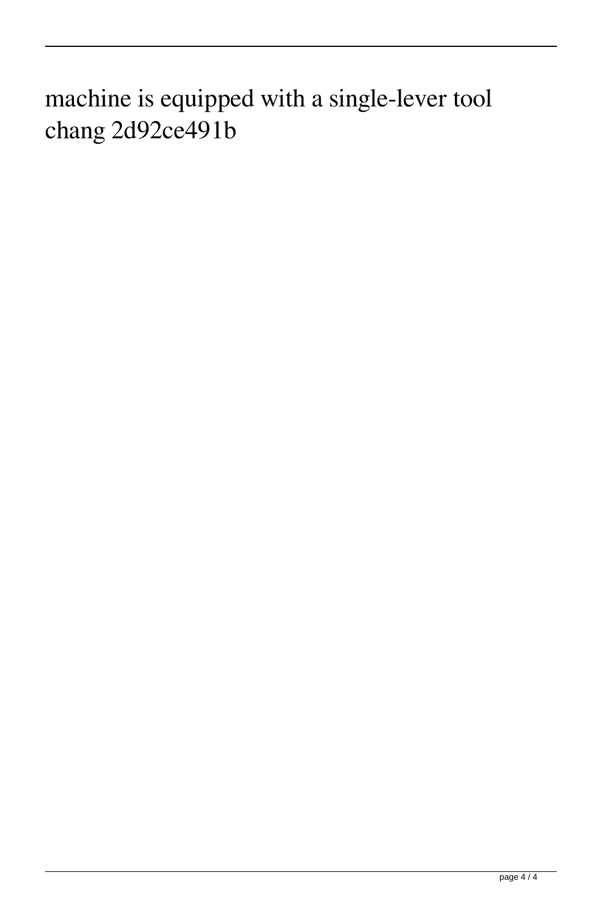machine is equipped with a single-lever tool chang 2d92ce491b